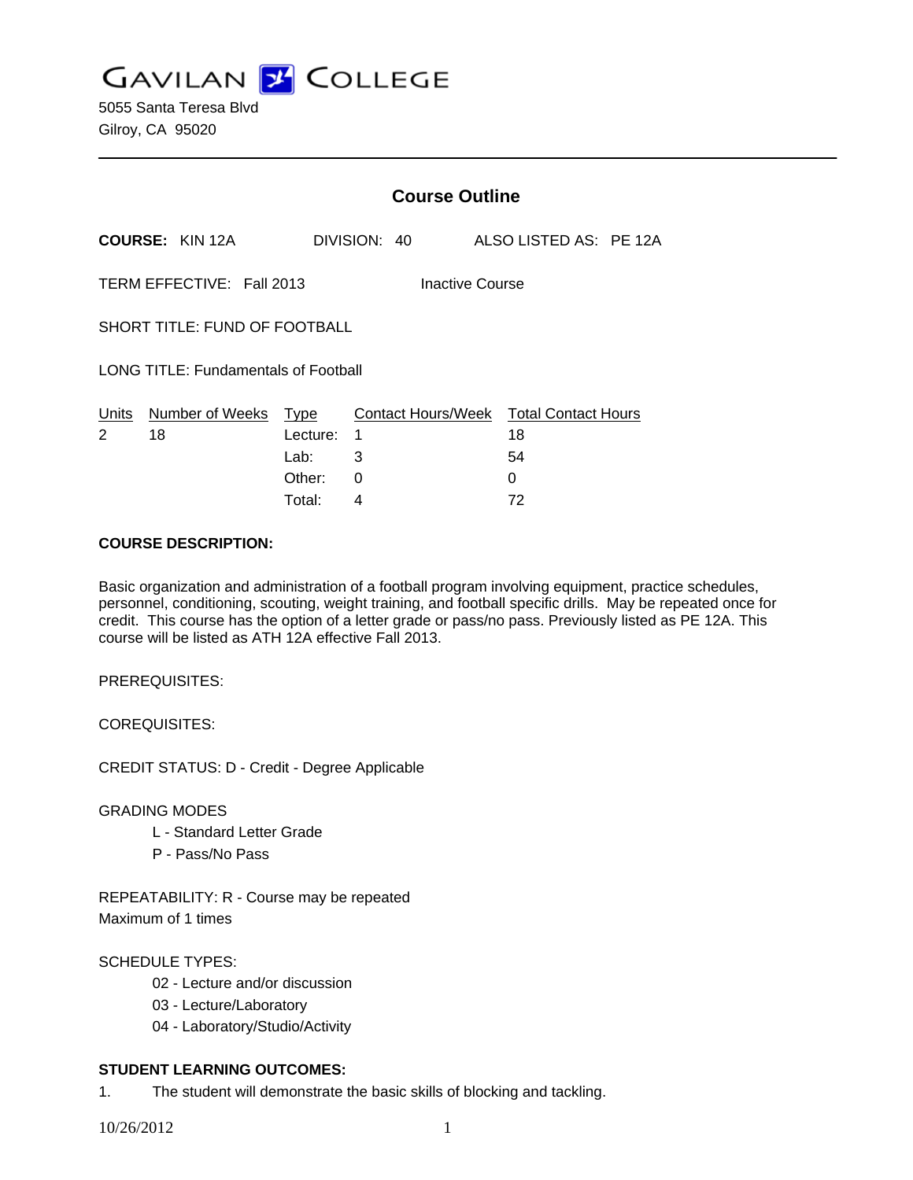# GAVILAN COLLEGE

5055 Santa Teresa Blvd
Gilroy, CA 95020

---

## Course Outline

**COURSE:** KIN 12A DIVISION: 40 ALSO LISTED AS: PE 12A

TERM EFFECTIVE: Fall 2013 Inactive Course

SHORT TITLE: FUND OF FOOTBALL

LONG TITLE: Fundamentals of Football

| Units | Number of Weeks | Type | Contact Hours/Week | Total Contact Hours |
|---|---|---|---|---|
| 2 | 18 | Lecture: | 1 | 18 |
| | | Lab: | 3 | 54 |
| | | Other: | 0 | 0 |
| | | Total: | 4 | 72 |

**COURSE DESCRIPTION:**

Basic organization and administration of a football program involving equipment, practice schedules, personnel, conditioning, scouting, weight training, and football specific drills. May be repeated once for credit. This course has the option of a letter grade or pass/no pass. Previously listed as PE 12A. This course will be listed as ATH 12A effective Fall 2013.

PREREQUISITES:

COREQUISITES:

CREDIT STATUS: D - Credit - Degree Applicable

GRADING MODES

- L - Standard Letter Grade
- P - Pass/No Pass

REPEATABILITY: R - Course may be repeated
Maximum of 1 times

SCHEDULE TYPES:

- 02 - Lecture and/or discussion
- 03 - Lecture/Laboratory
- 04 - Laboratory/Studio/Activity

**STUDENT LEARNING OUTCOMES:**

1. The student will demonstrate the basic skills of blocking and tackling.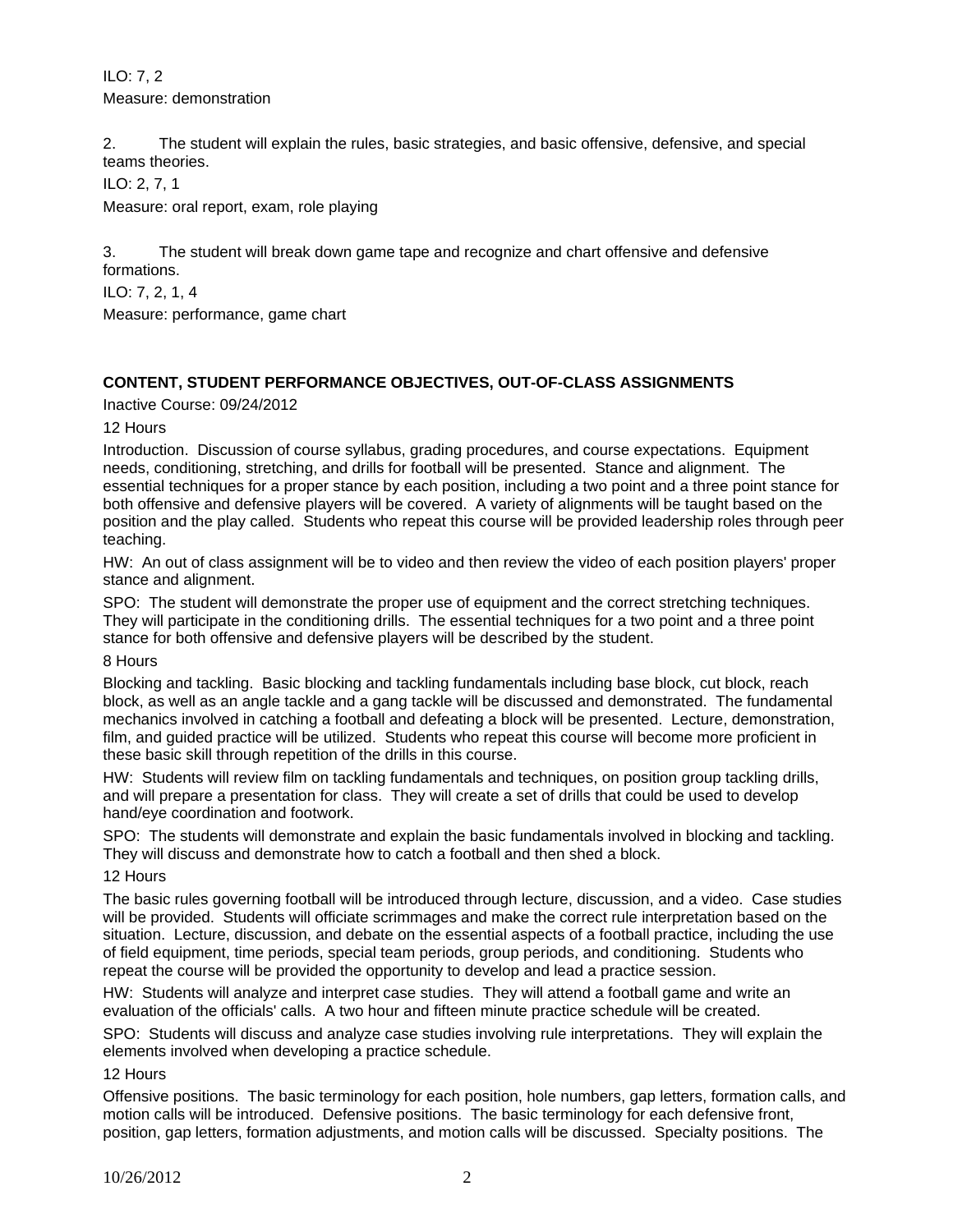ILO: 7, 2

Measure: demonstration

2. The student will explain the rules, basic strategies, and basic offensive, defensive, and special teams theories.

ILO: 2, 7, 1

Measure: oral report, exam, role playing

3. The student will break down game tape and recognize and chart offensive and defensive formations.

ILO: 7, 2, 1, 4

Measure: performance, game chart

**CONTENT, STUDENT PERFORMANCE OBJECTIVES, OUT-OF-CLASS ASSIGNMENTS**

Inactive Course: 09/24/2012

12 Hours

Introduction. Discussion of course syllabus, grading procedures, and course expectations. Equipment needs, conditioning, stretching, and drills for football will be presented. Stance and alignment. The essential techniques for a proper stance by each position, including a two point and a three point stance for both offensive and defensive players will be covered. A variety of alignments will be taught based on the position and the play called. Students who repeat this course will be provided leadership roles through peer teaching.

HW: An out of class assignment will be to video and then review the video of each position players' proper stance and alignment.

SPO: The student will demonstrate the proper use of equipment and the correct stretching techniques. They will participate in the conditioning drills. The essential techniques for a two point and a three point stance for both offensive and defensive players will be described by the student.

8 Hours

Blocking and tackling. Basic blocking and tackling fundamentals including base block, cut block, reach block, as well as an angle tackle and a gang tackle will be discussed and demonstrated. The fundamental mechanics involved in catching a football and defeating a block will be presented. Lecture, demonstration, film, and guided practice will be utilized. Students who repeat this course will become more proficient in these basic skill through repetition of the drills in this course.

HW: Students will review film on tackling fundamentals and techniques, on position group tackling drills, and will prepare a presentation for class. They will create a set of drills that could be used to develop hand/eye coordination and footwork.

SPO: The students will demonstrate and explain the basic fundamentals involved in blocking and tackling. They will discuss and demonstrate how to catch a football and then shed a block.

12 Hours

The basic rules governing football will be introduced through lecture, discussion, and a video. Case studies will be provided. Students will officiate scrimmages and make the correct rule interpretation based on the situation. Lecture, discussion, and debate on the essential aspects of a football practice, including the use of field equipment, time periods, special team periods, group periods, and conditioning. Students who repeat the course will be provided the opportunity to develop and lead a practice session.

HW: Students will analyze and interpret case studies. They will attend a football game and write an evaluation of the officials' calls. A two hour and fifteen minute practice schedule will be created.

SPO: Students will discuss and analyze case studies involving rule interpretations. They will explain the elements involved when developing a practice schedule.

12 Hours

Offensive positions. The basic terminology for each position, hole numbers, gap letters, formation calls, and motion calls will be introduced. Defensive positions. The basic terminology for each defensive front, position, gap letters, formation adjustments, and motion calls will be discussed. Specialty positions. The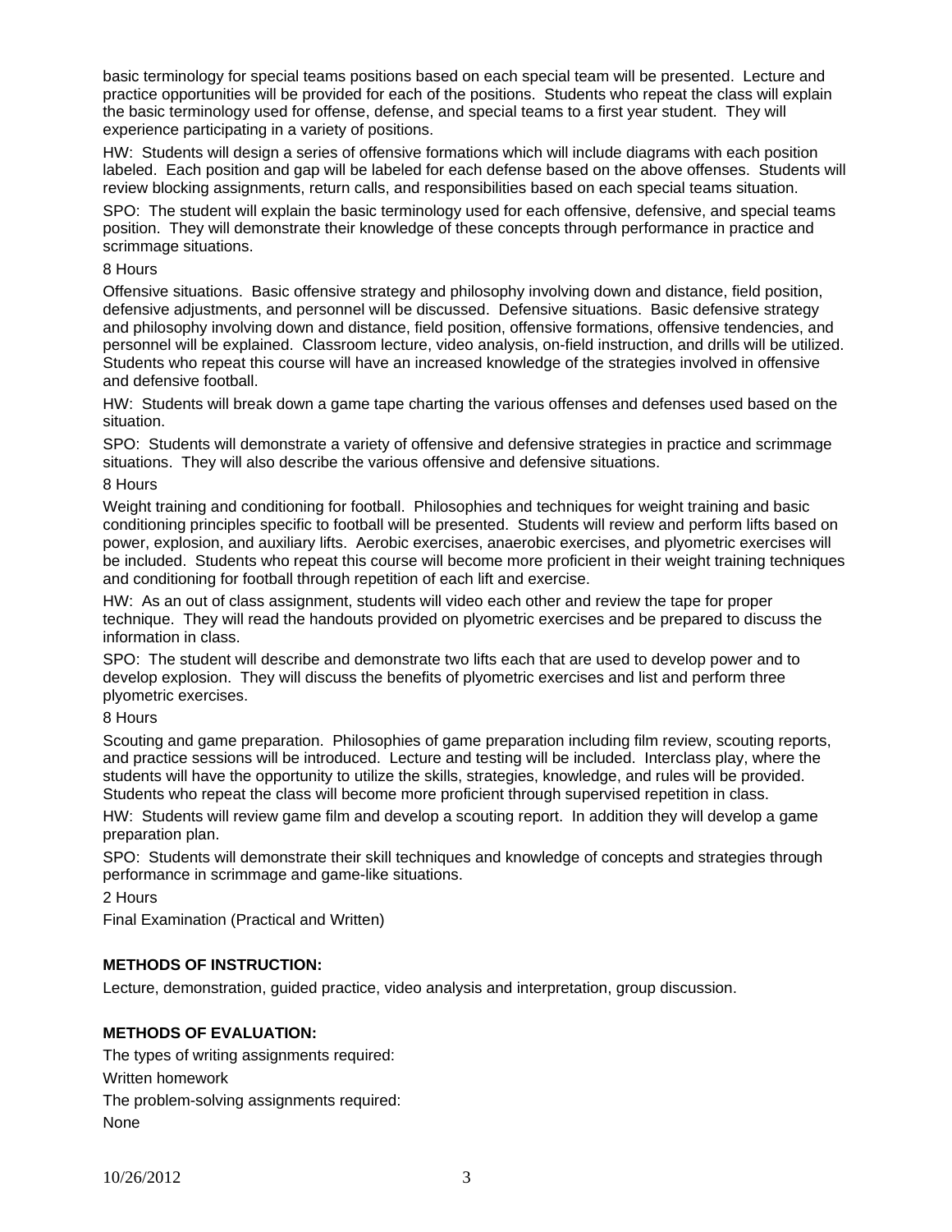basic terminology for special teams positions based on each special team will be presented. Lecture and practice opportunities will be provided for each of the positions. Students who repeat the class will explain the basic terminology used for offense, defense, and special teams to a first year student. They will experience participating in a variety of positions.

HW: Students will design a series of offensive formations which will include diagrams with each position labeled. Each position and gap will be labeled for each defense based on the above offenses. Students will review blocking assignments, return calls, and responsibilities based on each special teams situation.

SPO: The student will explain the basic terminology used for each offensive, defensive, and special teams position. They will demonstrate their knowledge of these concepts through performance in practice and scrimmage situations.

8 Hours

Offensive situations. Basic offensive strategy and philosophy involving down and distance, field position, defensive adjustments, and personnel will be discussed. Defensive situations. Basic defensive strategy and philosophy involving down and distance, field position, offensive formations, offensive tendencies, and personnel will be explained. Classroom lecture, video analysis, on-field instruction, and drills will be utilized. Students who repeat this course will have an increased knowledge of the strategies involved in offensive and defensive football.

HW: Students will break down a game tape charting the various offenses and defenses used based on the situation.

SPO: Students will demonstrate a variety of offensive and defensive strategies in practice and scrimmage situations. They will also describe the various offensive and defensive situations.

8 Hours

Weight training and conditioning for football. Philosophies and techniques for weight training and basic conditioning principles specific to football will be presented. Students will review and perform lifts based on power, explosion, and auxiliary lifts. Aerobic exercises, anaerobic exercises, and plyometric exercises will be included. Students who repeat this course will become more proficient in their weight training techniques and conditioning for football through repetition of each lift and exercise.

HW: As an out of class assignment, students will video each other and review the tape for proper technique. They will read the handouts provided on plyometric exercises and be prepared to discuss the information in class.

SPO: The student will describe and demonstrate two lifts each that are used to develop power and to develop explosion. They will discuss the benefits of plyometric exercises and list and perform three plyometric exercises.

8 Hours

Scouting and game preparation. Philosophies of game preparation including film review, scouting reports, and practice sessions will be introduced. Lecture and testing will be included. Interclass play, where the students will have the opportunity to utilize the skills, strategies, knowledge, and rules will be provided. Students who repeat the class will become more proficient through supervised repetition in class.

HW: Students will review game film and develop a scouting report. In addition they will develop a game preparation plan.

SPO: Students will demonstrate their skill techniques and knowledge of concepts and strategies through performance in scrimmage and game-like situations.

2 Hours

Final Examination (Practical and Written)

**METHODS OF INSTRUCTION:**

Lecture, demonstration, guided practice, video analysis and interpretation, group discussion.

**METHODS OF EVALUATION:**

The types of writing assignments required:

Written homework

The problem-solving assignments required:

None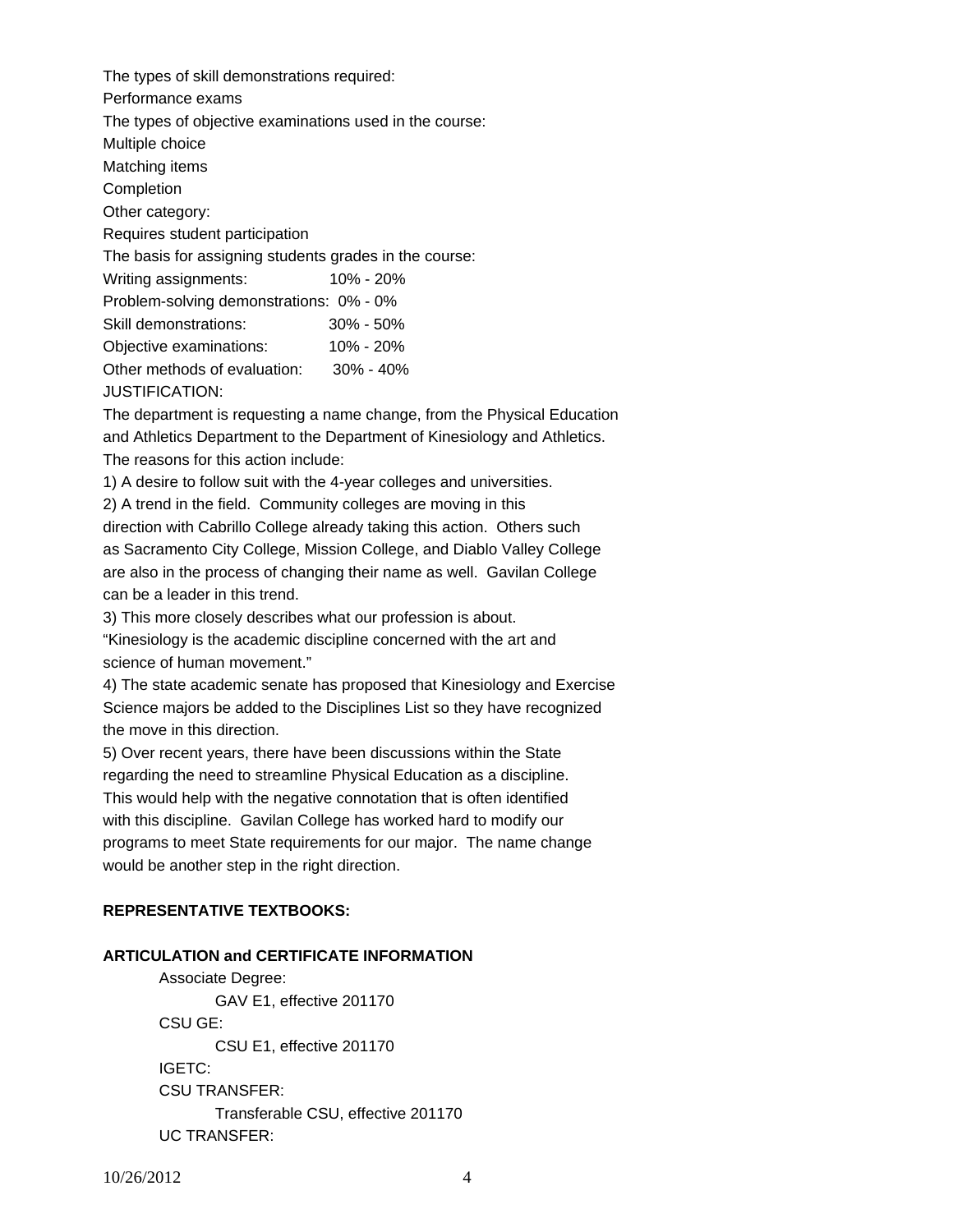The types of skill demonstrations required:

Performance exams

The types of objective examinations used in the course:

Multiple choice

Matching items

Completion

Other category:

Requires student participation

The basis for assigning students grades in the course:

| | |
|---|---|
| Writing assignments: | 10% - 20% |
| Problem-solving demonstrations: | 0% - 0% |
| Skill demonstrations: | 30% - 50% |
| Objective examinations: | 10% - 20% |
| Other methods of evaluation: | 30% - 40% |

JUSTIFICATION:

The department is requesting a name change, from the Physical Education and Athletics Department to the Department of Kinesiology and Athletics. The reasons for this action include:

1) A desire to follow suit with the 4-year colleges and universities.

2) A trend in the field. Community colleges are moving in this direction with Cabrillo College already taking this action. Others such as Sacramento City College, Mission College, and Diablo Valley College are also in the process of changing their name as well. Gavilan College can be a leader in this trend.

3) This more closely describes what our profession is about. "Kinesiology is the academic discipline concerned with the art and science of human movement."

4) The state academic senate has proposed that Kinesiology and Exercise Science majors be added to the Disciplines List so they have recognized the move in this direction.

5) Over recent years, there have been discussions within the State regarding the need to streamline Physical Education as a discipline. This would help with the negative connotation that is often identified with this discipline. Gavilan College has worked hard to modify our programs to meet State requirements for our major. The name change would be another step in the right direction.

**REPRESENTATIVE TEXTBOOKS:**

**ARTICULATION and CERTIFICATE INFORMATION**

Associate Degree:
- GAV E1, effective 201170

CSU GE:
- CSU E1, effective 201170

IGETC:

CSU TRANSFER:
- Transferable CSU, effective 201170

UC TRANSFER: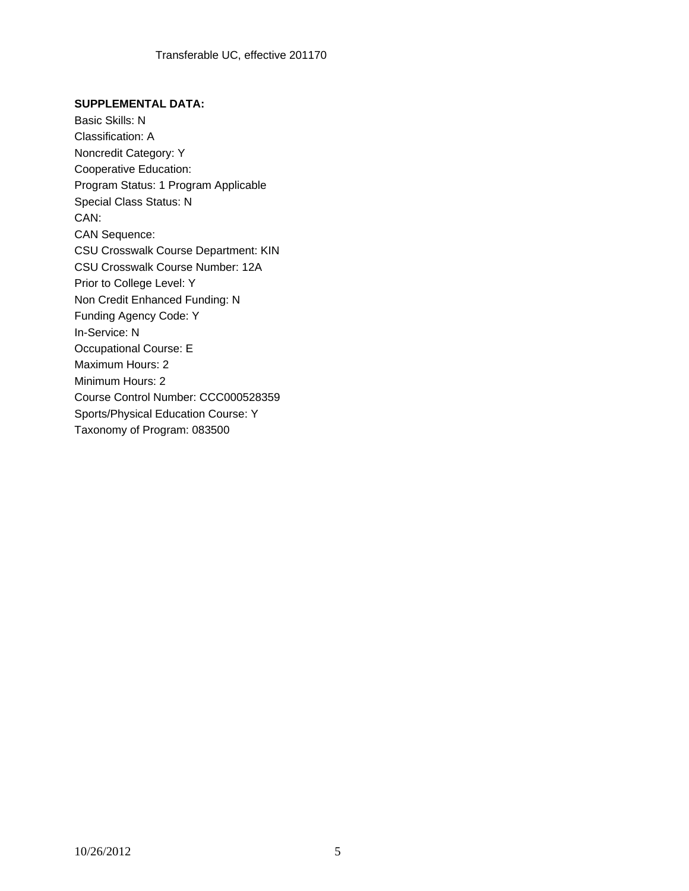Transferable UC, effective 201170

**SUPPLEMENTAL DATA:**

Basic Skills: N
Classification: A
Noncredit Category: Y
Cooperative Education:
Program Status: 1 Program Applicable
Special Class Status: N
CAN:
CAN Sequence:
CSU Crosswalk Course Department: KIN
CSU Crosswalk Course Number: 12A
Prior to College Level: Y
Non Credit Enhanced Funding: N
Funding Agency Code: Y
In-Service: N
Occupational Course: E
Maximum Hours: 2
Minimum Hours: 2
Course Control Number: CCC000528359
Sports/Physical Education Course: Y
Taxonomy of Program: 083500